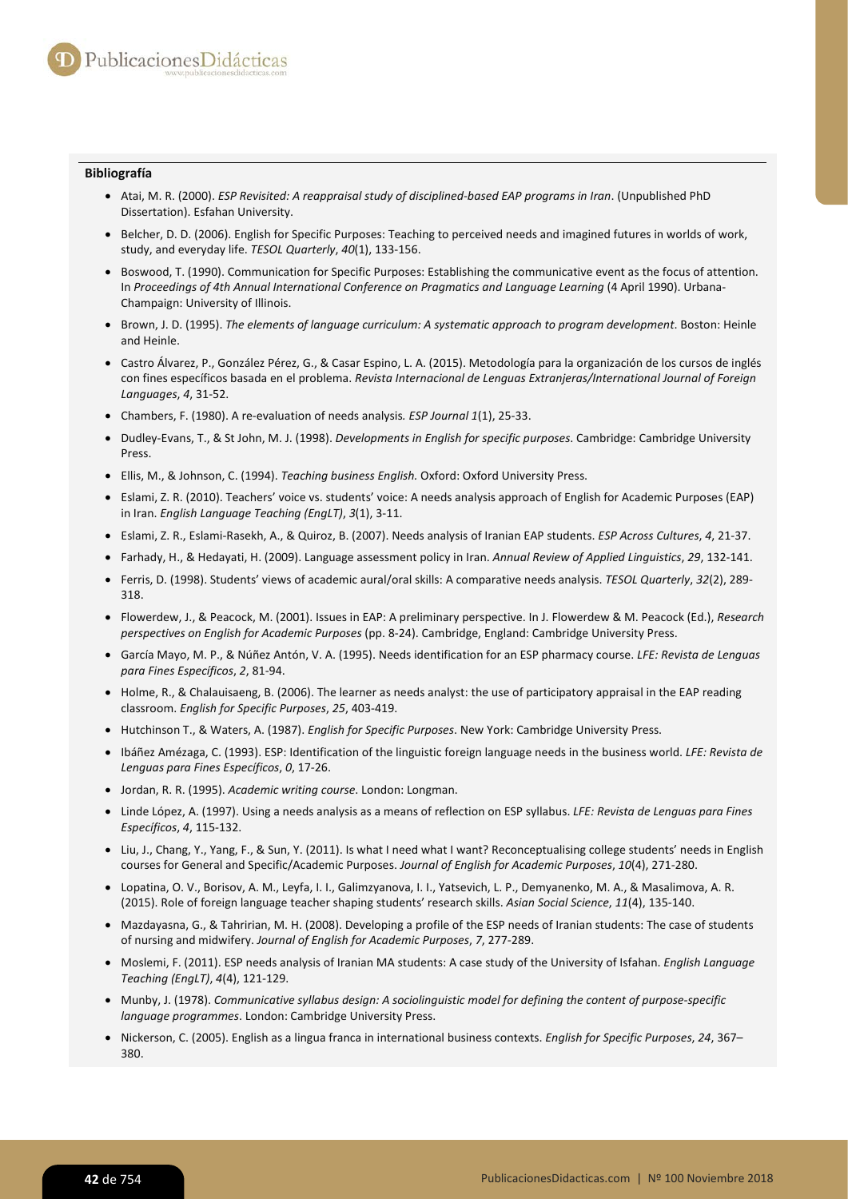**Bibliografía**

- Atai, M. R. (2000). *ESP Revisited: A reappraisal study of disciplined-based EAP programs in Iran*. (Unpublished PhD Dissertation). Esfahan University.
- Belcher, D. D. (2006). English for Specific Purposes: Teaching to perceived needs and imagined futures in worlds of work, study, and everyday life. *TESOL Quarterly*, *40*(1), 133-156.
- Boswood, T. (1990). Communication for Specific Purposes: Establishing the communicative event as the focus of attention. In *Proceedings of 4th Annual International Conference on Pragmatics and Language Learning* (4 April 1990). Urbana-Champaign: University of Illinois.
- Brown, J. D. (1995). *The elements of language curriculum: A systematic approach to program development*. Boston: Heinle and Heinle.
- Castro Álvarez, P., González Pérez, G., & Casar Espino, L. A. (2015). Metodología para la organización de los cursos de inglés con fines específicos basada en el problema. *Revista Internacional de Lenguas Extranjeras/International Journal of Foreign Languages*, *4*, 31-52.
- Chambers, F. (1980). A re-evaluation of needs analysis. *ESP Journal 1*(1), 25-33.
- Dudley-Evans, T., & St John, M. J. (1998). *Developments in English for specific purposes*. Cambridge: Cambridge University Press.
- Ellis, M., & Johnson, C. (1994). *Teaching business English.* Oxford: Oxford University Press.
- Eslami, Z. R. (2010). Teachers' voice vs. students' voice: A needs analysis approach of English for Academic Purposes (EAP) in Iran. *English Language Teaching (EngLT)*, *3*(1), 3-11.
- Eslami, Z. R., Eslami-Rasekh, A., & Quiroz, B. (2007). Needs analysis of Iranian EAP students. *ESP Across Cultures*, *4*, 21-37.
- Farhady, H., & Hedayati, H. (2009). Language assessment policy in Iran. *Annual Review of Applied Linguistics*, *29*, 132-141.
- Ferris, D. (1998). Students' views of academic aural/oral skills: A comparative needs analysis. *TESOL Quarterly*, *32*(2), 289-318.
- Flowerdew, J., & Peacock, M. (2001). Issues in EAP: A preliminary perspective. In J. Flowerdew & M. Peacock (Ed.), *Research perspectives on English for Academic Purposes* (pp. 8-24). Cambridge, England: Cambridge University Press.
- García Mayo, M. P., & Núñez Antón, V. A. (1995). Needs identification for an ESP pharmacy course. *LFE: Revista de Lenguas para Fines Específicos*, *2*, 81-94.
- Holme, R., & Chalauisaeng, B. (2006). The learner as needs analyst: the use of participatory appraisal in the EAP reading classroom. *English for Specific Purposes*, *25*, 403-419.
- Hutchinson T., & Waters, A. (1987). *English for Specific Purposes*. New York: Cambridge University Press.
- Ibáñez Amézaga, C. (1993). ESP: Identification of the linguistic foreign language needs in the business world. *LFE: Revista de Lenguas para Fines Específicos*, *0*, 17-26.
- Jordan, R. R. (1995). *Academic writing course*. London: Longman.
- Linde López, A. (1997). Using a needs analysis as a means of reflection on ESP syllabus. *LFE: Revista de Lenguas para Fines Específicos*, *4*, 115-132.
- Liu, J., Chang, Y., Yang, F., & Sun, Y. (2011). Is what I need what I want? Reconceptualising college students' needs in English courses for General and Specific/Academic Purposes. *Journal of English for Academic Purposes*, *10*(4), 271-280.
- Lopatina, O. V., Borisov, A. M., Leyfa, I. I., Galimzyanova, I. I., Yatsevich, L. P., Demyanenko, M. A., & Masalimova, A. R. (2015). Role of foreign language teacher shaping students' research skills. *Asian Social Science*, *11*(4), 135-140.
- Mazdayasna, G., & Tahririan, M. H. (2008). Developing a profile of the ESP needs of Iranian students: The case of students of nursing and midwifery. *Journal of English for Academic Purposes*, *7*, 277-289.
- Moslemi, F. (2011). ESP needs analysis of Iranian MA students: A case study of the University of Isfahan. *English Language Teaching (EngLT)*, *4*(4), 121-129.
- Munby, J. (1978). *Communicative syllabus design: A sociolinguistic model for defining the content of purpose-specific language programmes*. London: Cambridge University Press.
- Nickerson, C. (2005). English as a lingua franca in international business contexts. *English for Specific Purposes*, *24*, 367–380.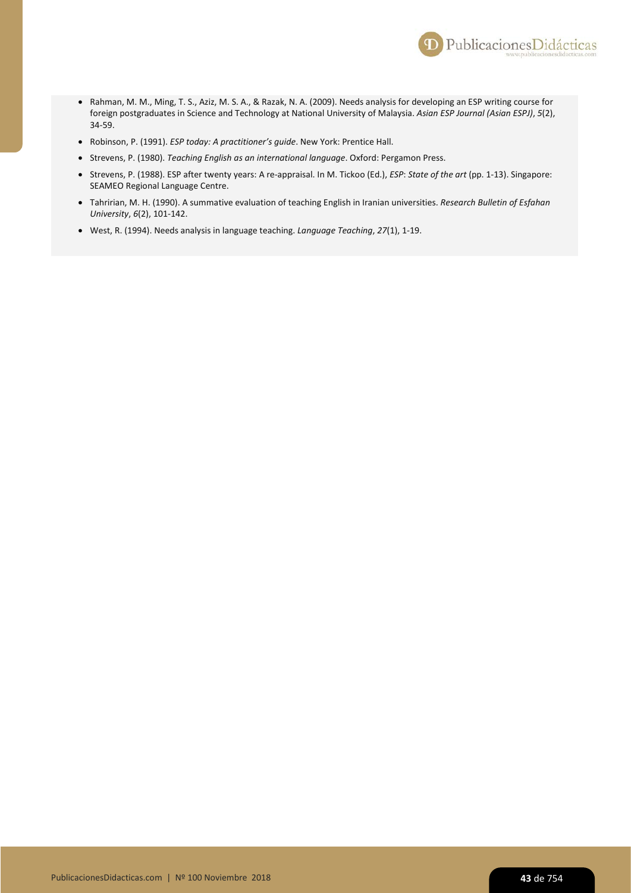- Rahman, M. M., Ming, T. S., Aziz, M. S. A., & Razak, N. A. (2009). Needs analysis for developing an ESP writing course for foreign postgraduates in Science and Technology at National University of Malaysia. *Asian ESP Journal (Asian ESPJ)*, *5*(2), 34-59.
- Robinson, P. (1991). *ESP today: A practitioner's guide*. New York: Prentice Hall.
- Strevens, P. (1980). *Teaching English as an international language*. Oxford: Pergamon Press.
- Strevens, P. (1988). ESP after twenty years: A re-appraisal. In M. Tickoo (Ed.), *ESP*: *State of the art* (pp. 1-13). Singapore: SEAMEO Regional Language Centre.
- Tahririan, M. H. (1990). A summative evaluation of teaching English in Iranian universities. *Research Bulletin of Esfahan University*, *6*(2), 101-142.
- West, R. (1994). Needs analysis in language teaching. *Language Teaching*, *27*(1), 1-19.